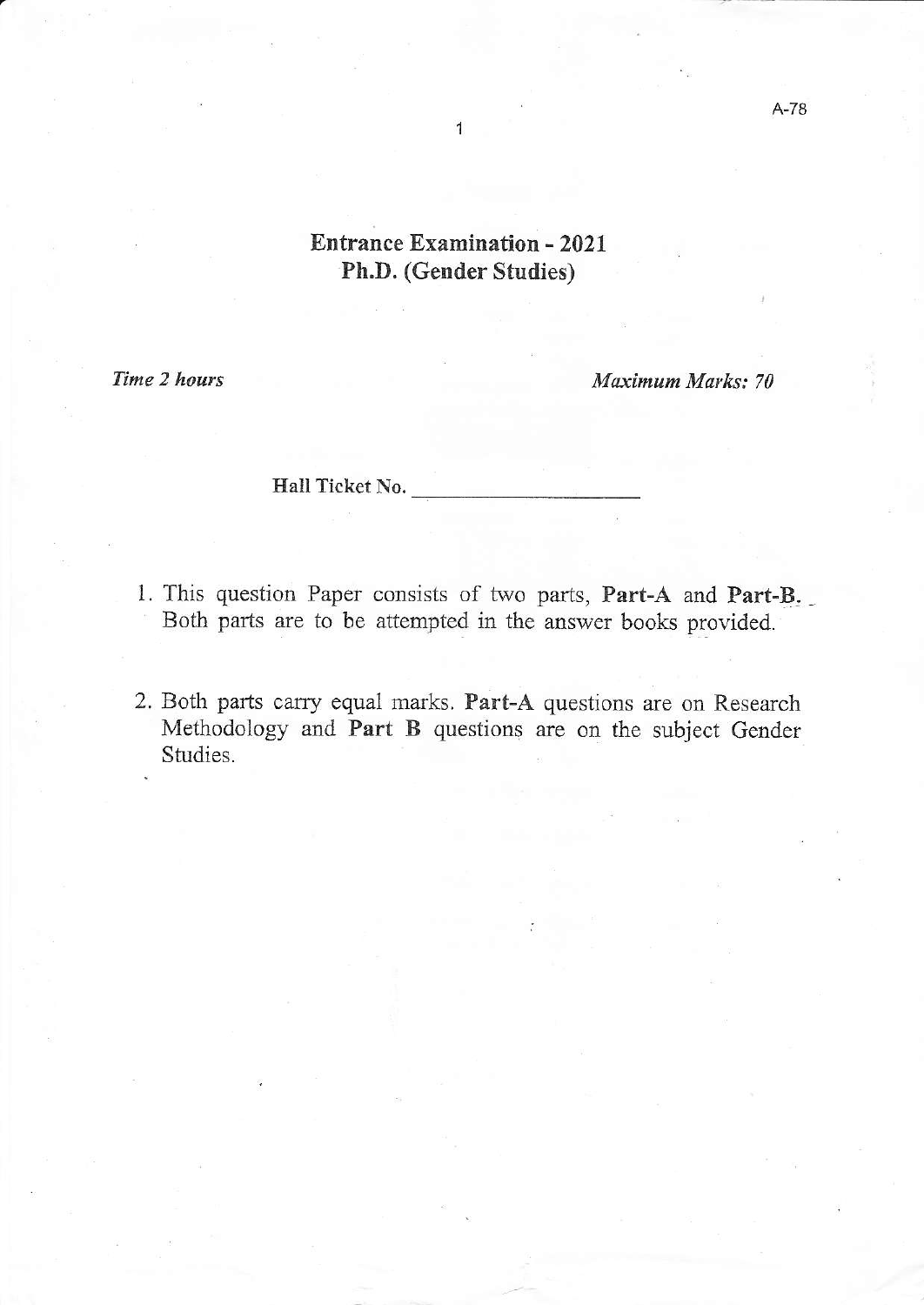A-78

# Entrance Examination - 2021
## Ph.D. (Gender Studies)

*Time 2 hours* *Maximum Marks: 70*

Hall Ticket No. ____________________

1. This question Paper consists of two parts, **Part-A** and **Part-B.** Both parts are to be attempted in the answer books provided.

2. Both parts carry equal marks. **Part-A** questions are on Research Methodology and **Part B** questions are on the subject Gender Studies.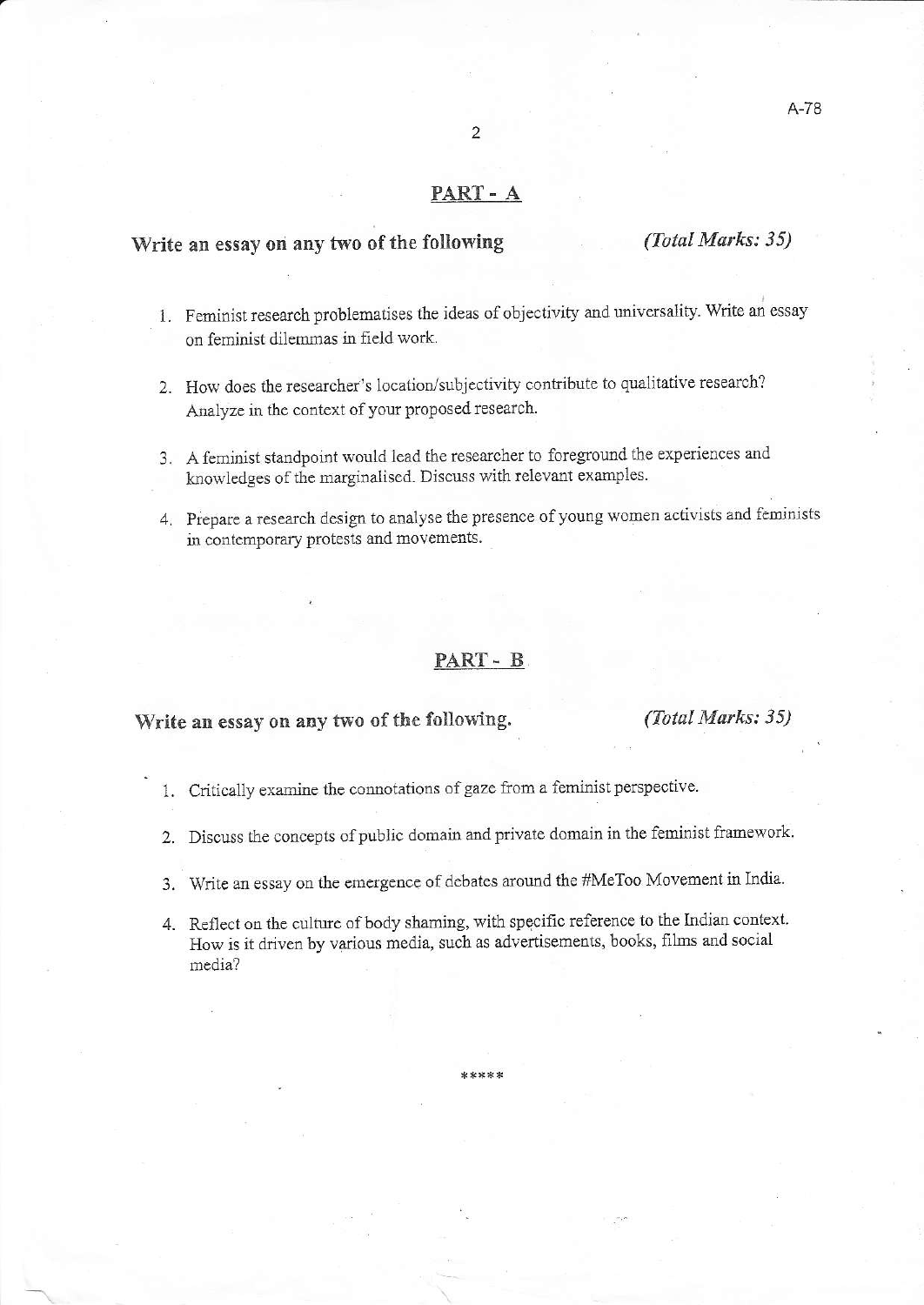## PART - A

**Write an essay on any two of the following** *(Total Marks: 35)*

1. Feminist research problematises the ideas of objectivity and universality. Write an essay on feminist dilemmas in field work.

2. How does the researcher's location/subjectivity contribute to qualitative research? Analyze in the context of your proposed research.

3. A feminist standpoint would lead the researcher to foreground the experiences and knowledges of the marginalised. Discuss with relevant examples.

4. Prepare a research design to analyse the presence of young women activists and feminists in contemporary protests and movements.

## PART - B

**Write an essay on any two of the following.** *(Total Marks: 35)*

1. Critically examine the connotations of gaze from a feminist perspective.

2. Discuss the concepts of public domain and private domain in the feminist framework.

3. Write an essay on the emergence of debates around the #MeToo Movement in India.

4. Reflect on the culture of body shaming, with specific reference to the Indian context. How is it driven by various media, such as advertisements, books, films and social media?

*****